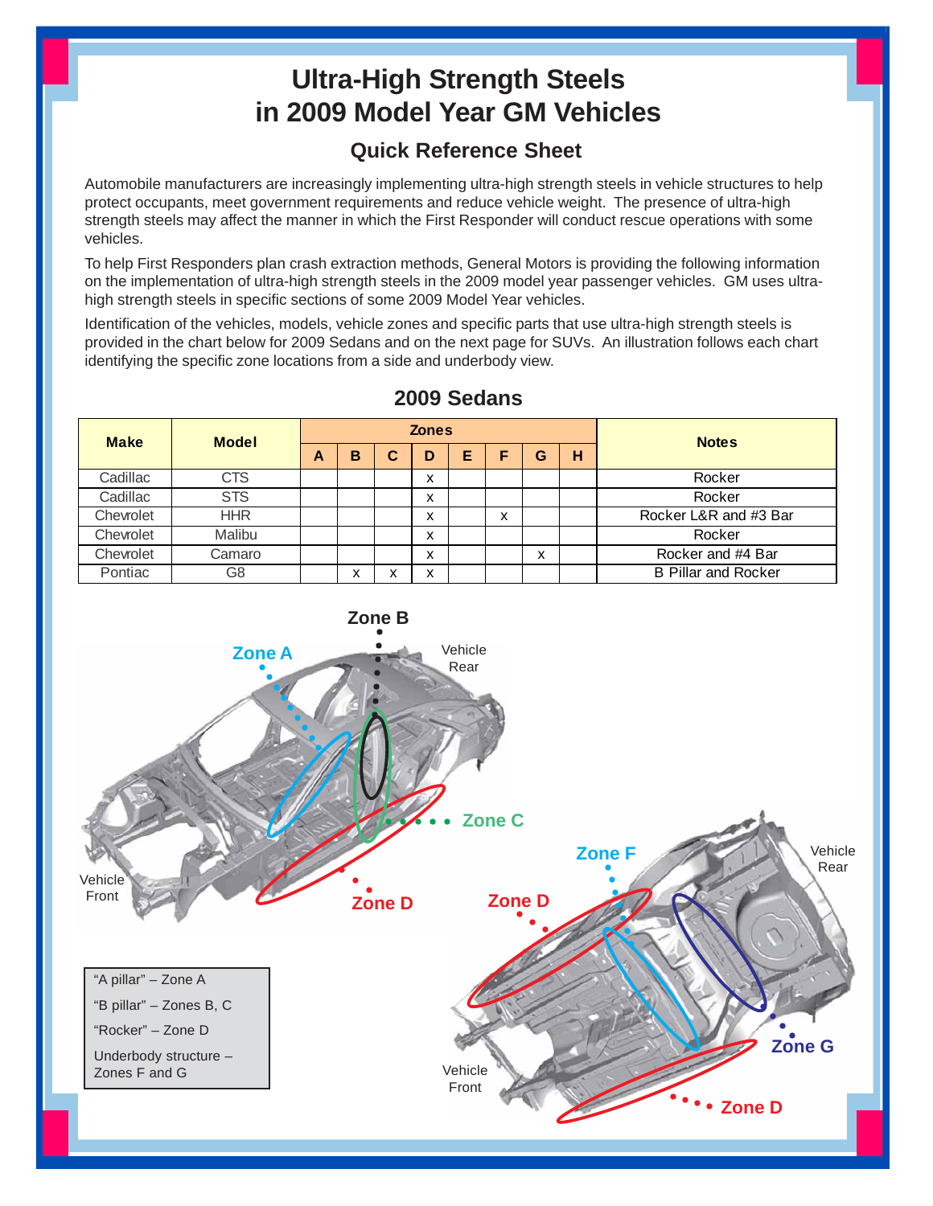# Ultra-High Strength Steels in 2009 Model Year GM Vehicles

## Quick Reference Sheet

Automobile manufacturers are increasingly implementing ultra-high strength steels in vehicle structures to help protect occupants, meet government requirements and reduce vehicle weight. The presence of ultra-high strength steels may affect the manner in which the First Responder will conduct rescue operations with some vehicles.

To help First Responders plan crash extraction methods, General Motors is providing the following information on the implementation of ultra-high strength steels in the 2009 model year passenger vehicles. GM uses ultra-high strength steels in specific sections of some 2009 Model Year vehicles.

Identification of the vehicles, models, vehicle zones and specific parts that use ultra-high strength steels is provided in the chart below for 2009 Sedans and on the next page for SUVs. An illustration follows each chart identifying the specific zone locations from a side and underbody view.

### 2009 Sedans

| Make | Model | Zones | | | | | | | | Notes |
|---|---|---|---|---|---|---|---|---|---|---|
| | | A | B | C | D | E | F | G | H | |
| Cadillac | CTS | | | | x | | | | | Rocker |
| Cadillac | STS | | | | x | | | | | Rocker |
| Chevrolet | HHR | | | | x | | x | | | Rocker L&R and #3 Bar |
| Chevrolet | Malibu | | | | x | | | | | Rocker |
| Chevrolet | Camaro | | | | x | | | x | | Rocker and #4 Bar |
| Pontiac | G8 | | x | x | x | | | | | B Pillar and Rocker |

Zone B, Zone A, Vehicle Rear, Zone C, Vehicle Front, Zone D, Zone F, Zone D, Vehicle Rear, Zone G, Vehicle Front, Zone D

"A pillar" – Zone A

"B pillar" – Zones B, C

"Rocker" – Zone D

Underbody structure – Zones F and G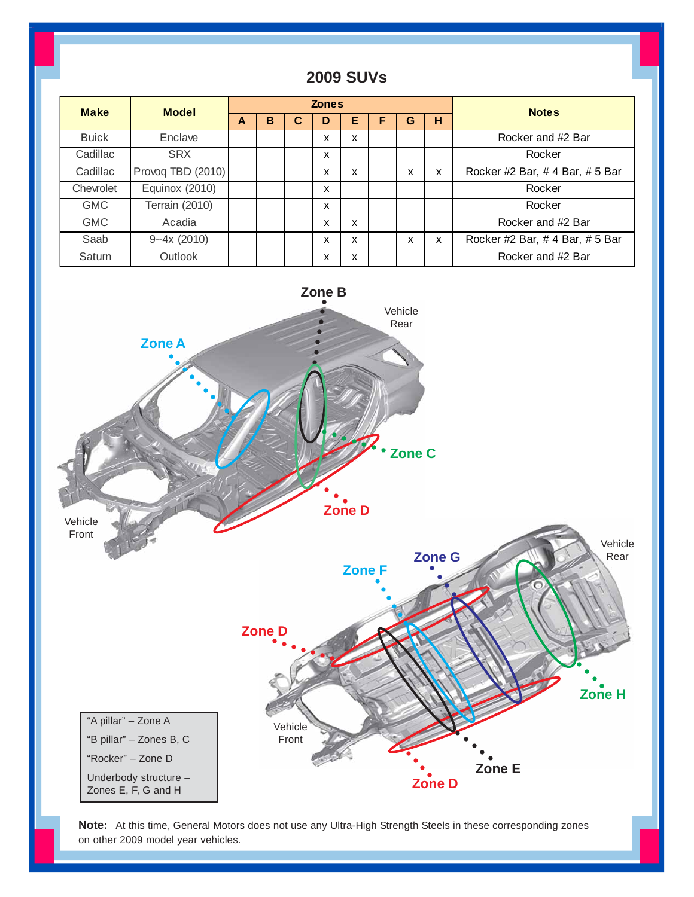# 2009 SUVs

| Make | Model | Zones | | | | | | | | Notes |
|---|---|---|---|---|---|---|---|---|---|---|
| | | A | B | C | D | E | F | G | H | |
| Buick | Enclave | | | | x | x | | | | Rocker and #2 Bar |
| Cadillac | SRX | | | | x | | | | | Rocker |
| Cadillac | Provoq TBD (2010) | | | | x | x | | x | x | Rocker #2 Bar, # 4 Bar, # 5 Bar |
| Chevrolet | Equinox (2010) | | | | x | | | | | Rocker |
| GMC | Terrain (2010) | | | | x | | | | | Rocker |
| GMC | Acadia | | | | x | x | | | | Rocker and #2 Bar |
| Saab | 9--4x (2010) | | | | x | x | | x | x | Rocker #2 Bar, # 4 Bar, # 5 Bar |
| Saturn | Outlook | | | | x | x | | | | Rocker and #2 Bar |

Zone B
Vehicle Rear
Zone A
Zone C
Zone D
Vehicle Front

Vehicle Rear
Zone G
Zone F
Zone D
Zone H
Vehicle Front
Zone E
Zone D

"A pillar" – Zone A
"B pillar" – Zones B, C
"Rocker" – Zone D
Underbody structure – Zones E, F, G and H

**Note:** At this time, General Motors does not use any Ultra-High Strength Steels in these corresponding zones on other 2009 model year vehicles.